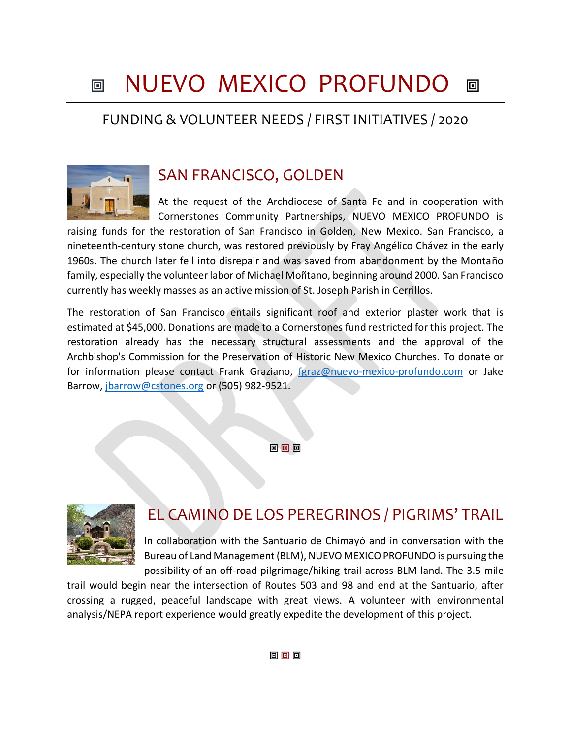# NUEVO MEXICO PROFUNDO

FUNDING & VOLUNTEER NEEDS / FIRST INITIATIVES / 2020

## SAN FRANCISCO, GOLDEN

At the request of the Archdiocese of Santa Fe and in cooperation with Cornerstones Community Partnerships, NUEVO MEXICO PROFUNDO is raising funds for the restoration of San Francisco in Golden, New Mexico. San Francisco, a nineteenth-century stone church, was restored previously by Fray Angélico Chávez in the early 1960s. The church later fell into disrepair and was saved from abandonment by the Montaño family, especially the volunteer labor of Michael Moñtano, beginning around 2000. San Francisco currently has weekly masses as an active mission of St. Joseph Parish in Cerrillos.

The restoration of San Francisco entails significant roof and exterior plaster work that is estimated at $45,000. Donations are made to a Cornerstones fund restricted for this project. The restoration already has the necessary structural assessments and the approval of the Archbishop's Commission for the Preservation of Historic New Mexico Churches. To donate or for information please contact Frank Graziano, fgraz@nuevo-mexico-profundo.com or Jake Barrow, jbarrow@cstones.org or (505) 982-9521.

## EL CAMINO DE LOS PEREGRINOS / PIGRIMS' TRAIL

In collaboration with the Santuario de Chimayó and in conversation with the Bureau of Land Management (BLM), NUEVO MEXICO PROFUNDO is pursuing the possibility of an off-road pilgrimage/hiking trail across BLM land. The 3.5 mile trail would begin near the intersection of Routes 503 and 98 and end at the Santuario, after crossing a rugged, peaceful landscape with great views. A volunteer with environmental analysis/NEPA report experience would greatly expedite the development of this project.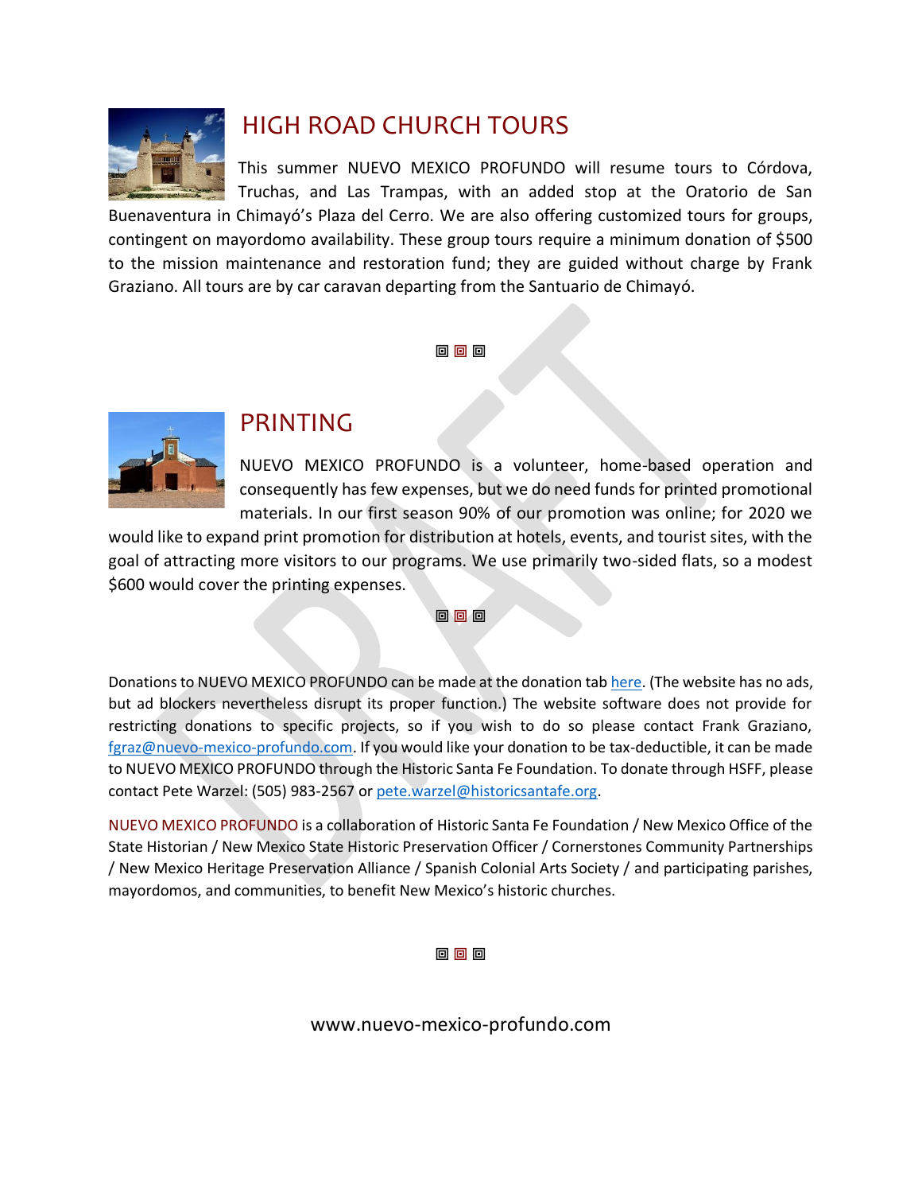## HIGH ROAD CHURCH TOURS

This summer NUEVO MEXICO PROFUNDO will resume tours to Córdova, Truchas, and Las Trampas, with an added stop at the Oratorio de San Buenaventura in Chimayó's Plaza del Cerro. We are also offering customized tours for groups, contingent on mayordomo availability. These group tours require a minimum donation of $500 to the mission maintenance and restoration fund; they are guided without charge by Frank Graziano. All tours are by car caravan departing from the Santuario de Chimayó.

## PRINTING

NUEVO MEXICO PROFUNDO is a volunteer, home-based operation and consequently has few expenses, but we do need funds for printed promotional materials. In our first season 90% of our promotion was online; for 2020 we would like to expand print promotion for distribution at hotels, events, and tourist sites, with the goal of attracting more visitors to our programs. We use primarily two-sided flats, so a modest $600 would cover the printing expenses.

Donations to NUEVO MEXICO PROFUNDO can be made at the donation tab here. (The website has no ads, but ad blockers nevertheless disrupt its proper function.) The website software does not provide for restricting donations to specific projects, so if you wish to do so please contact Frank Graziano, fgraz@nuevo-mexico-profundo.com. If you would like your donation to be tax-deductible, it can be made to NUEVO MEXICO PROFUNDO through the Historic Santa Fe Foundation. To donate through HSFF, please contact Pete Warzel: (505) 983-2567 or pete.warzel@historicsantafe.org.

NUEVO MEXICO PROFUNDO is a collaboration of Historic Santa Fe Foundation / New Mexico Office of the State Historian / New Mexico State Historic Preservation Officer / Cornerstones Community Partnerships / New Mexico Heritage Preservation Alliance / Spanish Colonial Arts Society / and participating parishes, mayordomos, and communities, to benefit New Mexico's historic churches.

www.nuevo-mexico-profundo.com